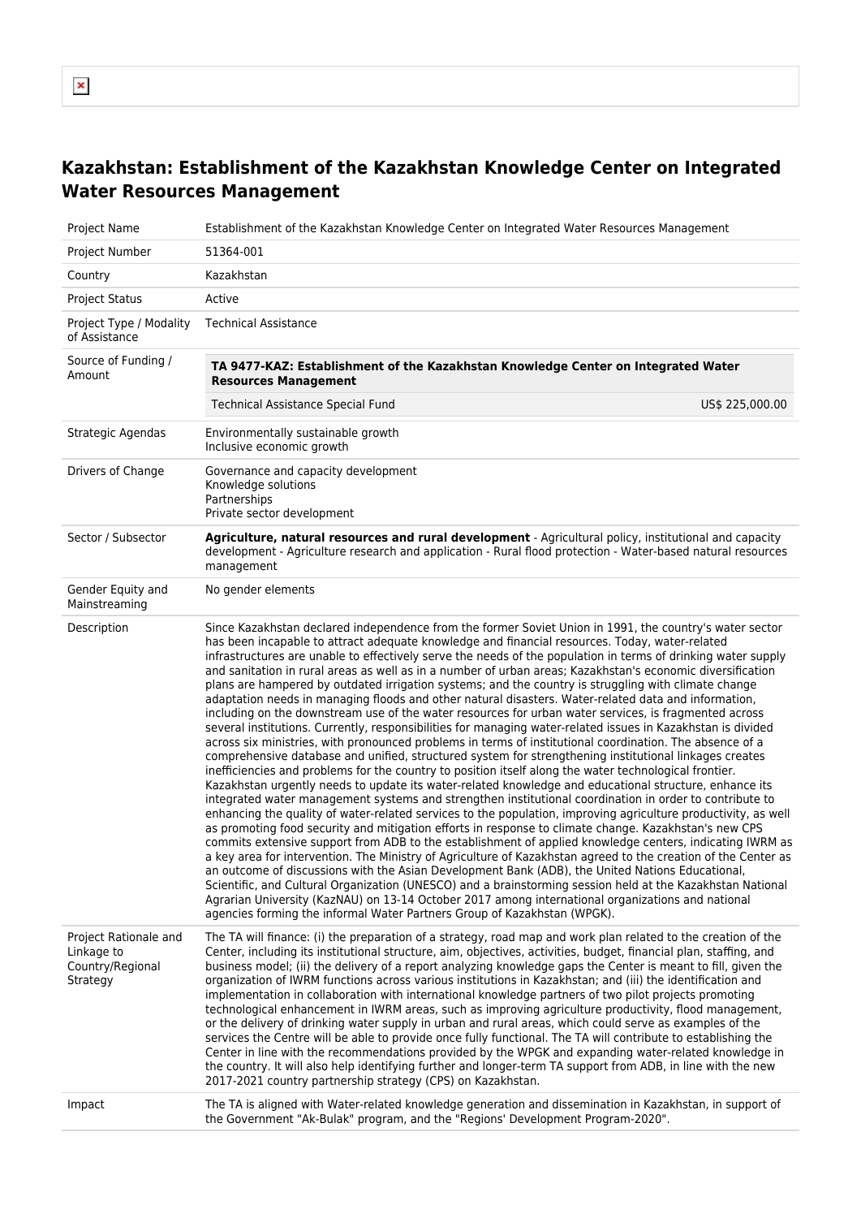# Kazakhstan: Establishment of the Kazakhstan Knowledge Center on Integrated Water Resources Management

| | |
|---|---|
| Project Name | Establishment of the Kazakhstan Knowledge Center on Integrated Water Resources Management |
| Project Number | 51364-001 |
| Country | Kazakhstan |
| Project Status | Active |
| Project Type / Modality of Assistance | Technical Assistance |
| Source of Funding / Amount | **TA 9477-KAZ: Establishment of the Kazakhstan Knowledge Center on Integrated Water Resources Management**<br>Technical Assistance Special Fund US$ 225,000.00 |
| Strategic Agendas | Environmentally sustainable growth<br>Inclusive economic growth |
| Drivers of Change | Governance and capacity development<br>Knowledge solutions<br>Partnerships<br>Private sector development |
| Sector / Subsector | **Agriculture, natural resources and rural development** - Agricultural policy, institutional and capacity development - Agriculture research and application - Rural flood protection - Water-based natural resources management |
| Gender Equity and Mainstreaming | No gender elements |
| Description | Since Kazakhstan declared independence from the former Soviet Union in 1991, the country's water sector has been incapable to attract adequate knowledge and financial resources. Today, water-related infrastructures are unable to effectively serve the needs of the population in terms of drinking water supply and sanitation in rural areas as well as in a number of urban areas; Kazakhstan's economic diversification plans are hampered by outdated irrigation systems; and the country is struggling with climate change adaptation needs in managing floods and other natural disasters. Water-related data and information, including on the downstream use of the water resources for urban water services, is fragmented across several institutions. Currently, responsibilities for managing water-related issues in Kazakhstan is divided across six ministries, with pronounced problems in terms of institutional coordination. The absence of a comprehensive database and unified, structured system for strengthening institutional linkages creates inefficiencies and problems for the country to position itself along the water technological frontier. Kazakhstan urgently needs to update its water-related knowledge and educational structure, enhance its integrated water management systems and strengthen institutional coordination in order to contribute to enhancing the quality of water-related services to the population, improving agriculture productivity, as well as promoting food security and mitigation efforts in response to climate change. Kazakhstan's new CPS commits extensive support from ADB to the establishment of applied knowledge centers, indicating IWRM as a key area for intervention. The Ministry of Agriculture of Kazakhstan agreed to the creation of the Center as an outcome of discussions with the Asian Development Bank (ADB), the United Nations Educational, Scientific, and Cultural Organization (UNESCO) and a brainstorming session held at the Kazakhstan National Agrarian University (KazNAU) on 13-14 October 2017 among international organizations and national agencies forming the informal Water Partners Group of Kazakhstan (WPGK). |
| Project Rationale and Linkage to Country/Regional Strategy | The TA will finance: (i) the preparation of a strategy, road map and work plan related to the creation of the Center, including its institutional structure, aim, objectives, activities, budget, financial plan, staffing, and business model; (ii) the delivery of a report analyzing knowledge gaps the Center is meant to fill, given the organization of IWRM functions across various institutions in Kazakhstan; and (iii) the identification and implementation in collaboration with international knowledge partners of two pilot projects promoting technological enhancement in IWRM areas, such as improving agriculture productivity, flood management, or the delivery of drinking water supply in urban and rural areas, which could serve as examples of the services the Centre will be able to provide once fully functional. The TA will contribute to establishing the Center in line with the recommendations provided by the WPGK and expanding water-related knowledge in the country. It will also help identifying further and longer-term TA support from ADB, in line with the new 2017-2021 country partnership strategy (CPS) on Kazakhstan. |
| Impact | The TA is aligned with Water-related knowledge generation and dissemination in Kazakhstan, in support of the Government "Ak-Bulak" program, and the "Regions' Development Program-2020". |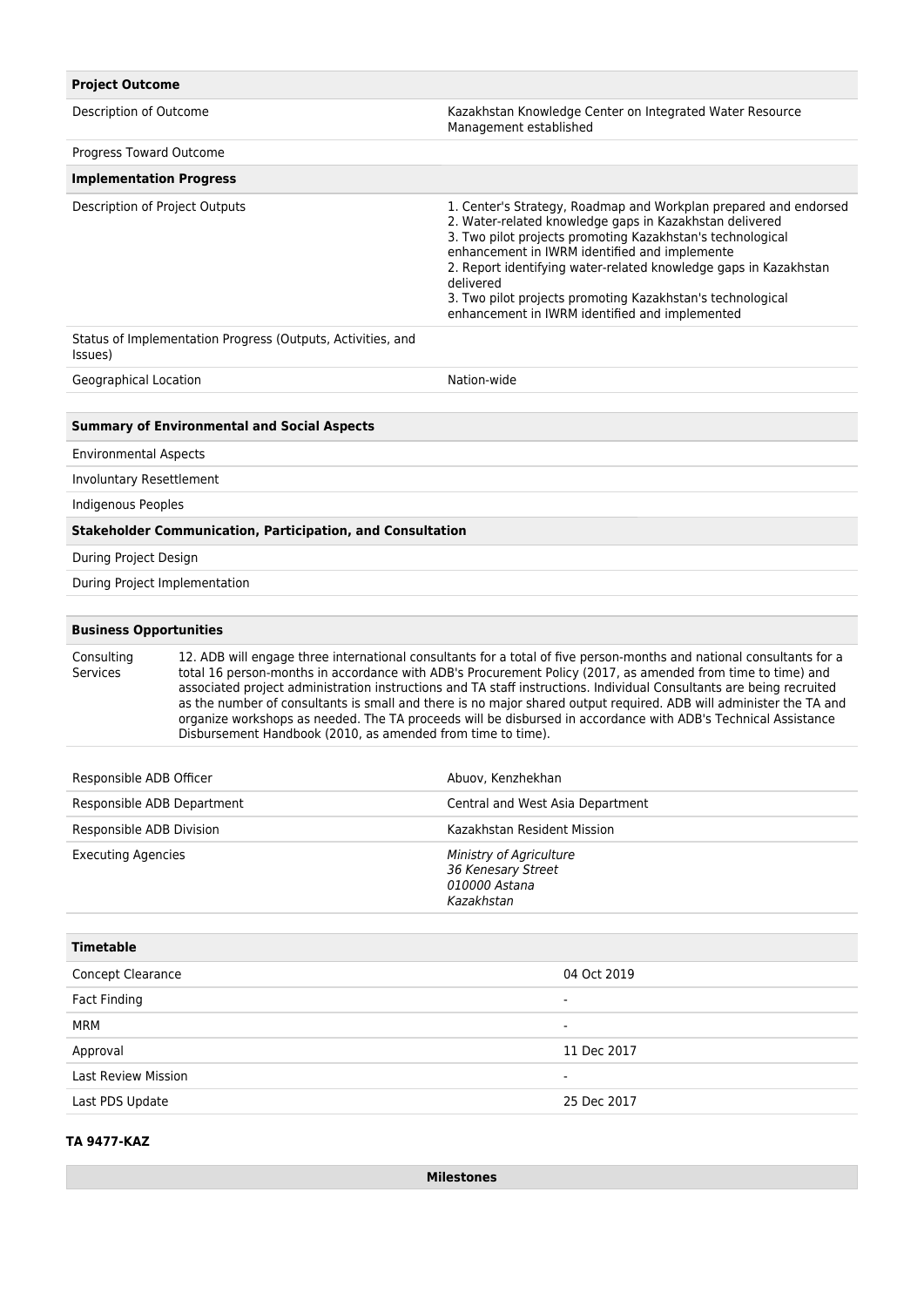| **Project Outcome** | |
| --- | --- |
| Description of Outcome | Kazakhstan Knowledge Center on Integrated Water Resource Management established |
| Progress Toward Outcome | |

| **Implementation Progress** | |
| --- | --- |
| Description of Project Outputs | 1. Center's Strategy, Roadmap and Workplan prepared and endorsed<br>2. Water-related knowledge gaps in Kazakhstan delivered<br>3. Two pilot projects promoting Kazakhstan's technological enhancement in IWRM identified and implemente<br>2. Report identifying water-related knowledge gaps in Kazakhstan delivered<br>3. Two pilot projects promoting Kazakhstan's technological enhancement in IWRM identified and implemented |
| Status of Implementation Progress (Outputs, Activities, and Issues) | |
| Geographical Location | Nation-wide |

| **Summary of Environmental and Social Aspects** | |
| --- | --- |
| Environmental Aspects | |
| Involuntary Resettlement | |
| Indigenous Peoples | |

| **Stakeholder Communication, Participation, and Consultation** | |
| --- | --- |
| During Project Design | |
| During Project Implementation | |

| **Business Opportunities** | |
| --- | --- |
| Consulting Services | 12. ADB will engage three international consultants for a total of five person-months and national consultants for a total 16 person-months in accordance with ADB's Procurement Policy (2017, as amended from time to time) and associated project administration instructions and TA staff instructions. Individual Consultants are being recruited as the number of consultants is small and there is no major shared output required. ADB will administer the TA and organize workshops as needed. The TA proceeds will be disbursed in accordance with ADB's Technical Assistance Disbursement Handbook (2010, as amended from time to time). |

| | |
| --- | --- |
| Responsible ADB Officer | Abuov, Kenzhekhan |
| Responsible ADB Department | Central and West Asia Department |
| Responsible ADB Division | Kazakhstan Resident Mission |
| Executing Agencies | *Ministry of Agriculture<br>36 Kenesary Street<br>010000 Astana<br>Kazakhstan* |

| **Timetable** | |
| --- | --- |
| Concept Clearance | 04 Oct 2019 |
| Fact Finding | - |
| MRM | - |
| Approval | 11 Dec 2017 |
| Last Review Mission | - |
| Last PDS Update | 25 Dec 2017 |

**TA 9477-KAZ**

| **Milestones** |
| --- |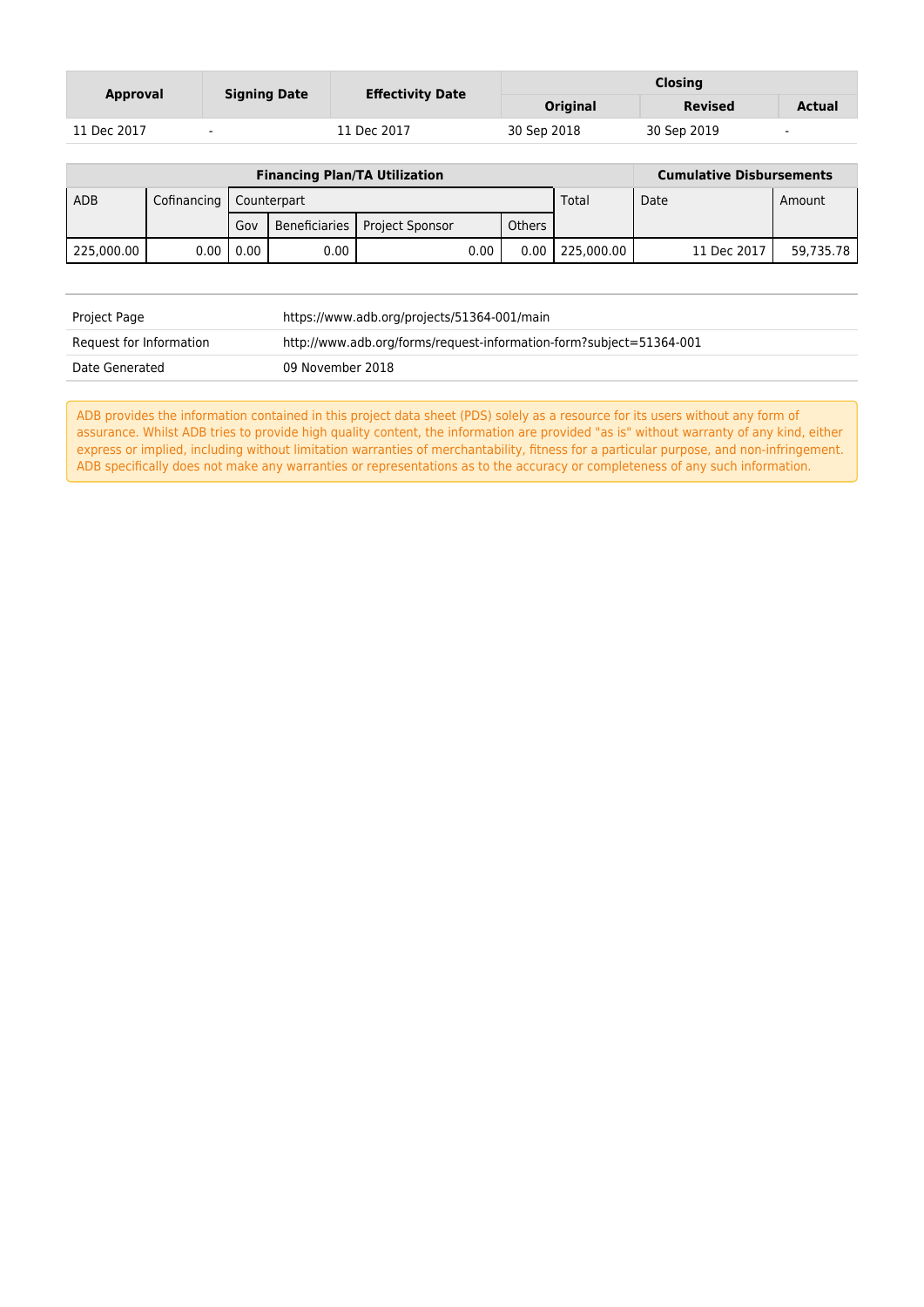| Approval | Signing Date | Effectivity Date | Closing | | |
|---|---|---|---|---|---|
| | | | Original | Revised | Actual |
| 11 Dec 2017 | - | 11 Dec 2017 | 30 Sep 2018 | 30 Sep 2019 | - |

| Financing Plan/TA Utilization | | | | | | | Cumulative Disbursements | |
|---|---|---|---|---|---|---|---|---|
| ADB | Cofinancing | Counterpart | | | | Total | Date | Amount |
| | | Gov | Beneficiaries | Project Sponsor | Others | | | |
| 225,000.00 | 0.00 | 0.00 | 0.00 | 0.00 | 0.00 | 225,000.00 | 11 Dec 2017 | 59,735.78 |

| | |
|---|---|
| Project Page | https://www.adb.org/projects/51364-001/main |
| Request for Information | http://www.adb.org/forms/request-information-form?subject=51364-001 |
| Date Generated | 09 November 2018 |

ADB provides the information contained in this project data sheet (PDS) solely as a resource for its users without any form of assurance. Whilst ADB tries to provide high quality content, the information are provided "as is" without warranty of any kind, either express or implied, including without limitation warranties of merchantability, fitness for a particular purpose, and non-infringement. ADB specifically does not make any warranties or representations as to the accuracy or completeness of any such information.